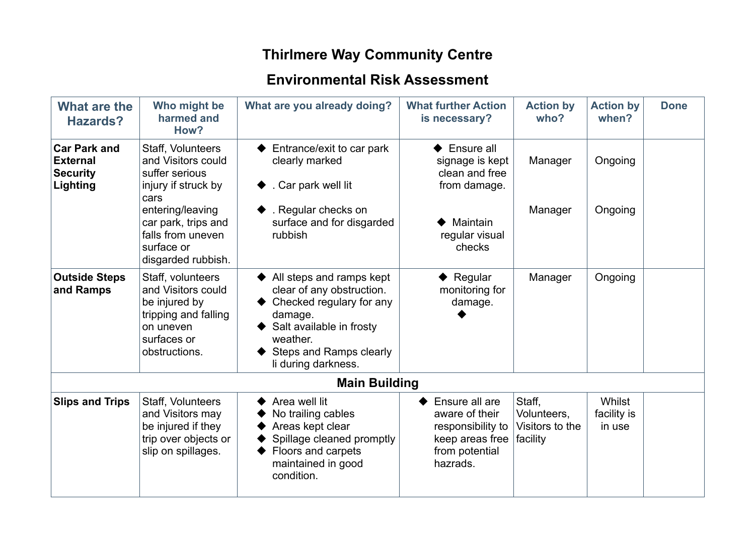# Thirlmere Way Community Centre

## Environmental Risk Assessment

| What are the Hazards? | Who might be harmed and How? | What are you already doing? | What further Action is necessary? | Action by who? | Action by when? | Done |
|---|---|---|---|---|---|---|
| **Car Park and External Security Lighting** | Staff, Volunteers and Visitors could suffer serious injury if struck by cars entering/leaving car park, trips and falls from uneven surface or disgarded rubbish. | ◆ Entrance/exit to car park clearly marked<br>◆ . Car park well lit<br>◆ . Regular checks on surface and for disgarded rubbish | ◆ Ensure all signage is kept clean and free from damage.<br>◆ Maintain regular visual checks | Manager<br>Manager | Ongoing<br>Ongoing | |
| **Outside Steps and Ramps** | Staff, volunteers and Visitors could be injured by tripping and falling on uneven surfaces or obstructions. | ◆ All steps and ramps kept clear of any obstruction.<br>◆ Checked regulary for any damage.<br>◆ Salt available in frosty weather.<br>◆ Steps and Ramps clearly li during darkness. | ◆ Regular monitoring for damage.<br>◆ | Manager | Ongoing | |
| **Main Building** | | | | | | |
| **Slips and Trips** | Staff, Volunteers and Visitors may be injured if they trip over objects or slip on spillages. | ◆ Area well lit<br>◆ No trailing cables<br>◆ Areas kept clear<br>◆ Spillage cleaned promptly<br>◆ Floors and carpets maintained in good condition. | ◆ Ensure all are aware of their responsibility to keep areas free from potential hazrads. | Staff, Volunteers, Visitors to the facility | Whilst facility is in use | |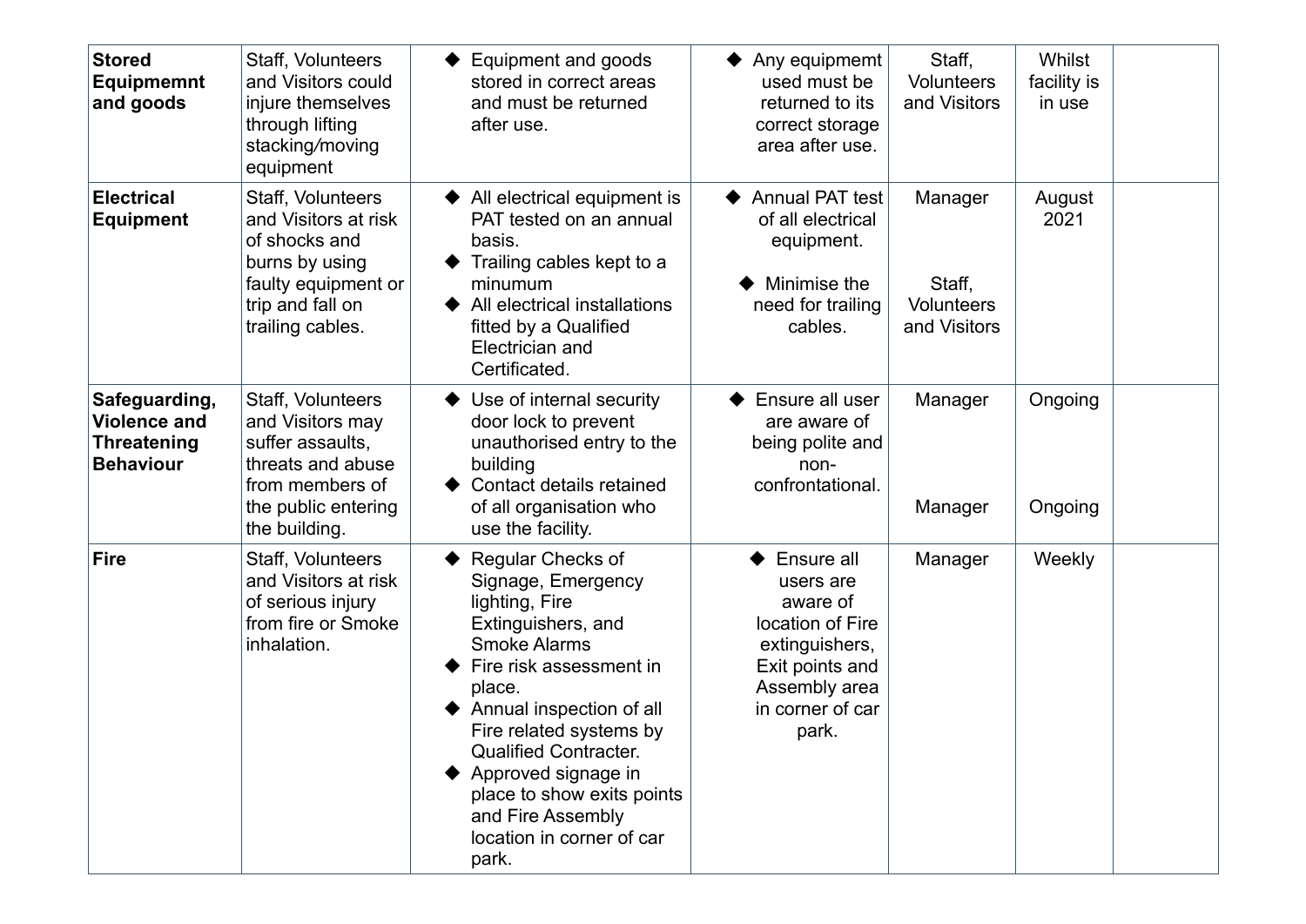| **Stored Equipmemnt and goods** | Staff, Volunteers and Visitors could injure themselves through lifting stacking/moving equipment | ◆ Equipment and goods stored in correct areas and must be returned after use. | ◆ Any equipmemt used must be returned to its correct storage area after use. | Staff, Volunteers and Visitors | Whilst facility is in use | |
|---|---|---|---|---|---|---|
| **Electrical Equipment** | Staff, Volunteers and Visitors at risk of shocks and burns by using faulty equipment or trip and fall on trailing cables. | ◆ All electrical equipment is PAT tested on an annual basis.<br>◆ Trailing cables kept to a minumum<br>◆ All electrical installations fitted by a Qualified Electrician and Certificated. | ◆ Annual PAT test of all electrical equipment.<br><br>◆ Minimise the need for trailing cables. | Manager<br><br>Staff, Volunteers and Visitors | August 2021 | |
| **Safeguarding, Violence and Threatening Behaviour** | Staff, Volunteers and Visitors may suffer assaults, threats and abuse from members of the public entering the building. | ◆ Use of internal security door lock to prevent unauthorised entry to the building<br>◆ Contact details retained of all organisation who use the facility. | ◆ Ensure all user are aware of being polite and non-confrontational. | Manager<br><br>Manager | Ongoing<br><br>Ongoing | |
| **Fire** | Staff, Volunteers and Visitors at risk of serious injury from fire or Smoke inhalation. | ◆ Regular Checks of Signage, Emergency lighting, Fire Extinguishers, and Smoke Alarms<br>◆ Fire risk assessment in place.<br>◆ Annual inspection of all Fire related systems by Qualified Contracter.<br>◆ Approved signage in place to show exits points and Fire Assembly location in corner of car park. | ◆ Ensure all users are aware of location of Fire extinguishers, Exit points and Assembly area in corner of car park. | Manager | Weekly | |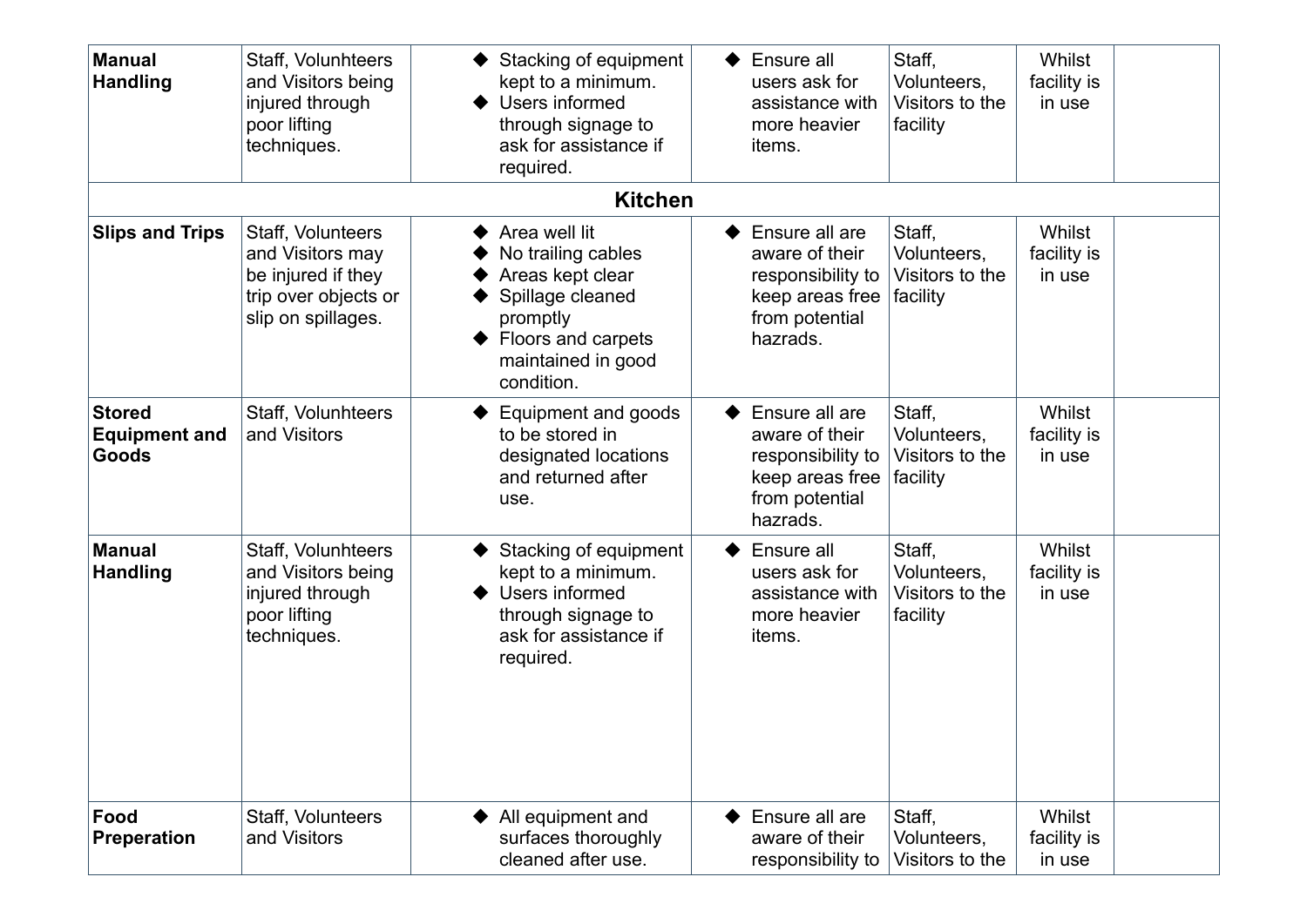| | | | | | | | |
|---|---|---|---|---|---|---|---|
| **Manual Handling** | Staff, Volunhteers and Visitors being injured through poor lifting techniques. | | ◆ Stacking of equipment kept to a minimum.<br>◆ Users informed through signage to ask for assistance if required. | ◆ Ensure all users ask for assistance with more heavier items. | Staff, Volunteers, Visitors to the facility | Whilst facility is in use | |
| | | | **Kitchen** | | | | |
| **Slips and Trips** | Staff, Volunteers and Visitors may be injured if they trip over objects or slip on spillages. | | ◆ Area well lit<br>◆ No trailing cables<br>◆ Areas kept clear<br>◆ Spillage cleaned promptly<br>◆ Floors and carpets maintained in good condition. | ◆ Ensure all are aware of their responsibility to keep areas free from potential hazrads. | Staff, Volunteers, Visitors to the facility | Whilst facility is in use | |
| **Stored Equipment and Goods** | Staff, Volunhteers and Visitors | | ◆ Equipment and goods to be stored in designated locations and returned after use. | ◆ Ensure all are aware of their responsibility to keep areas free from potential hazrads. | Staff, Volunteers, Visitors to the facility | Whilst facility is in use | |
| **Manual Handling** | Staff, Volunhteers and Visitors being injured through poor lifting techniques. | | ◆ Stacking of equipment kept to a minimum.<br>◆ Users informed through signage to ask for assistance if required. | ◆ Ensure all users ask for assistance with more heavier items. | Staff, Volunteers, Visitors to the facility | Whilst facility is in use | |
| **Food Preperation** | Staff, Volunteers and Visitors | | ◆ All equipment and surfaces thoroughly cleaned after use. | ◆ Ensure all are aware of their responsibility to | Staff, Volunteers, Visitors to the | Whilst facility is in use | |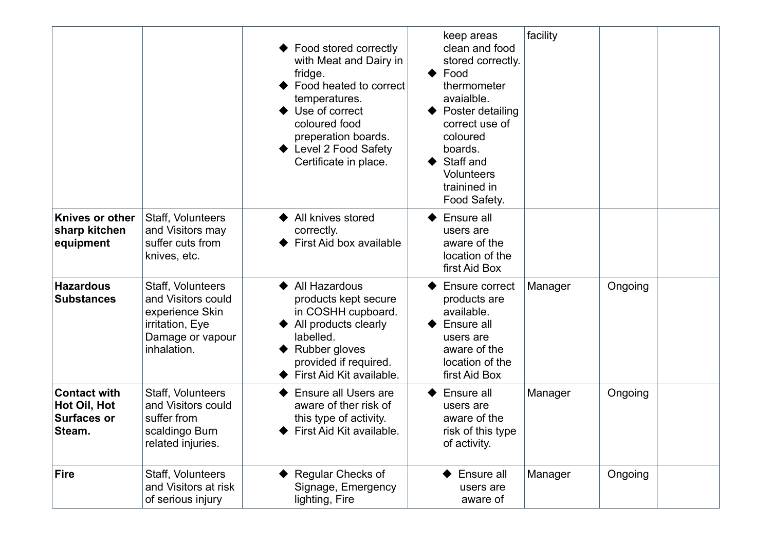| | | | | | | |
|---|---|---|---|---|---|---|
| | | ◆ Food stored correctly with Meat and Dairy in fridge.<br>◆ Food heated to correct temperatures.<br>◆ Use of correct coloured food preperation boards.<br>◆ Level 2 Food Safety Certificate in place. | keep areas clean and food stored correctly.<br>◆ Food thermometer avaialble.<br>◆ Poster detailing correct use of coloured boards.<br>◆ Staff and Volunteers trainined in Food Safety. | facility | | |
| **Knives or other sharp kitchen equipment** | Staff, Volunteers and Visitors may suffer cuts from knives, etc. | ◆ All knives stored correctly.<br>◆ First Aid box available | ◆ Ensure all users are aware of the location of the first Aid Box | | | |
| **Hazardous Substances** | Staff, Volunteers and Visitors could experience Skin irritation, Eye Damage or vapour inhalation. | ◆ All Hazardous products kept secure in COSHH cupboard.<br>◆ All products clearly labelled.<br>◆ Rubber gloves provided if required.<br>◆ First Aid Kit available. | ◆ Ensure correct products are available.<br>◆ Ensure all users are aware of the location of the first Aid Box | Manager | Ongoing | |
| **Contact with Hot Oil, Hot Surfaces or Steam.** | Staff, Volunteers and Visitors could suffer from scaldingo Burn related injuries. | ◆ Ensure all Users are aware of ther risk of this type of activity.<br>◆ First Aid Kit available. | ◆ Ensure all users are aware of the risk of this type of activity. | Manager | Ongoing | |
| **Fire** | Staff, Volunteers and Visitors at risk of serious injury | ◆ Regular Checks of Signage, Emergency lighting, Fire | ◆ Ensure all users are aware of | Manager | Ongoing | |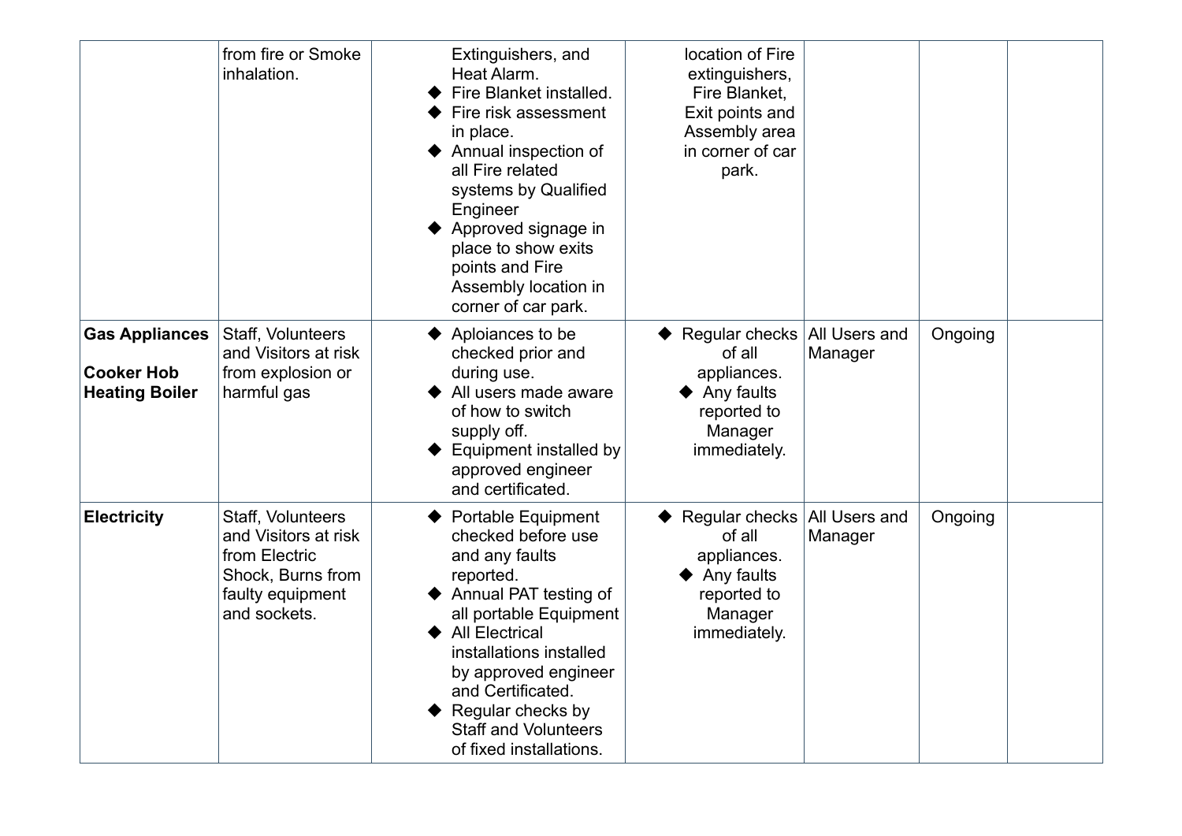| | | | | | | |
|---|---|---|---|---|---|---|
| | from fire or Smoke inhalation. | Extinguishers, and Heat Alarm.<br>◆ Fire Blanket installed.<br>◆ Fire risk assessment in place.<br>◆ Annual inspection of all Fire related systems by Qualified Engineer<br>◆ Approved signage in place to show exits points and Fire Assembly location in corner of car park. | location of Fire extinguishers, Fire Blanket, Exit points and Assembly area in corner of car park. | | | |
| **Gas Appliances**<br><br>**Cooker Hob Heating Boiler** | Staff, Volunteers and Visitors at risk from explosion or harmful gas | ◆ Aploiances to be checked prior and during use.<br>◆ All users made aware of how to switch supply off.<br>◆ Equipment installed by approved engineer and certificated. | ◆ Regular checks of all appliances.<br>◆ Any faults reported to Manager immediately. | All Users and Manager | Ongoing | |
| **Electricity** | Staff, Volunteers and Visitors at risk from Electric Shock, Burns from faulty equipment and sockets. | ◆ Portable Equipment checked before use and any faults reported.<br>◆ Annual PAT testing of all portable Equipment<br>◆ All Electrical installations installed by approved engineer and Certificated.<br>◆ Regular checks by Staff and Volunteers of fixed installations. | ◆ Regular checks of all appliances.<br>◆ Any faults reported to Manager immediately. | All Users and Manager | Ongoing | |